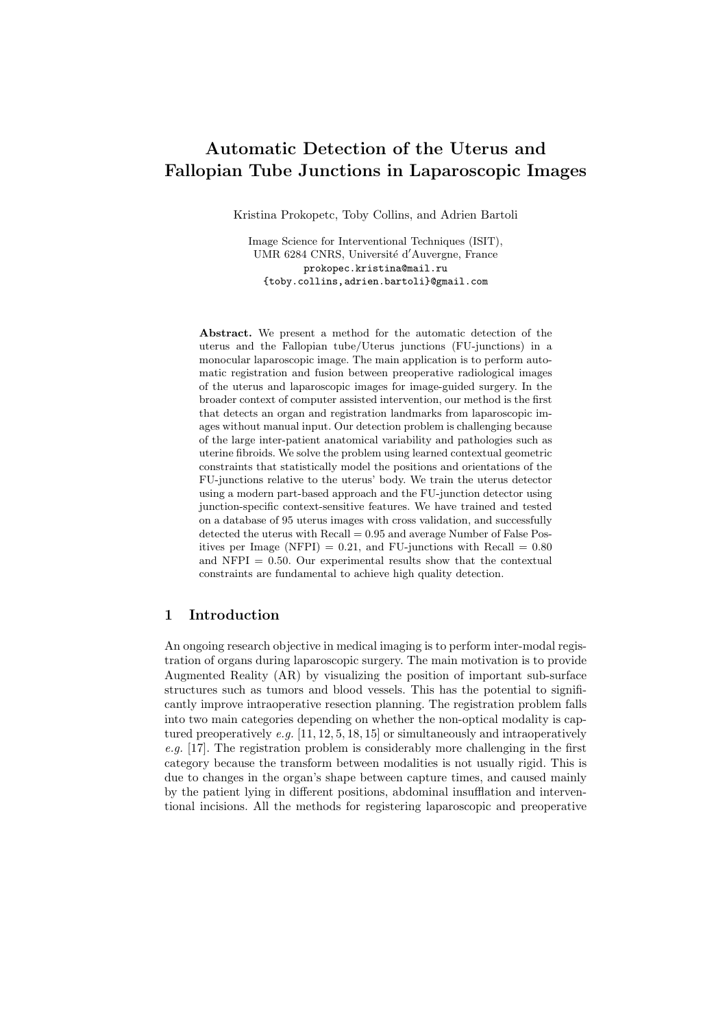# Automatic Detection of the Uterus and Fallopian Tube Junctions in Laparoscopic Images

Kristina Prokopetc, Toby Collins, and Adrien Bartoli

Image Science for Interventional Techniques (ISIT),
UMR 6284 CNRS, Université d'Auvergne, France
prokopec.kristina@mail.ru
{toby.collins,adrien.bartoli}@gmail.com

**Abstract.** We present a method for the automatic detection of the uterus and the Fallopian tube/Uterus junctions (FU-junctions) in a monocular laparoscopic image. The main application is to perform automatic registration and fusion between preoperative radiological images of the uterus and laparoscopic images for image-guided surgery. In the broader context of computer assisted intervention, our method is the first that detects an organ and registration landmarks from laparoscopic images without manual input. Our detection problem is challenging because of the large inter-patient anatomical variability and pathologies such as uterine fibroids. We solve the problem using learned contextual geometric constraints that statistically model the positions and orientations of the FU-junctions relative to the uterus' body. We train the uterus detector using a modern part-based approach and the FU-junction detector using junction-specific context-sensitive features. We have trained and tested on a database of 95 uterus images with cross validation, and successfully detected the uterus with Recall = 0.95 and average Number of False Positives per Image (NFPI) = 0.21, and FU-junctions with Recall = 0.80 and NFPI = 0.50. Our experimental results show that the contextual constraints are fundamental to achieve high quality detection.

## 1 Introduction

An ongoing research objective in medical imaging is to perform inter-modal registration of organs during laparoscopic surgery. The main motivation is to provide Augmented Reality (AR) by visualizing the position of important sub-surface structures such as tumors and blood vessels. This has the potential to significantly improve intraoperative resection planning. The registration problem falls into two main categories depending on whether the non-optical modality is captured preoperatively *e.g.* [11, 12, 5, 18, 15] or simultaneously and intraoperatively *e.g.* [17]. The registration problem is considerably more challenging in the first category because the transform between modalities is not usually rigid. This is due to changes in the organ's shape between capture times, and caused mainly by the patient lying in different positions, abdominal insufflation and interventional incisions. All the methods for registering laparoscopic and preoperative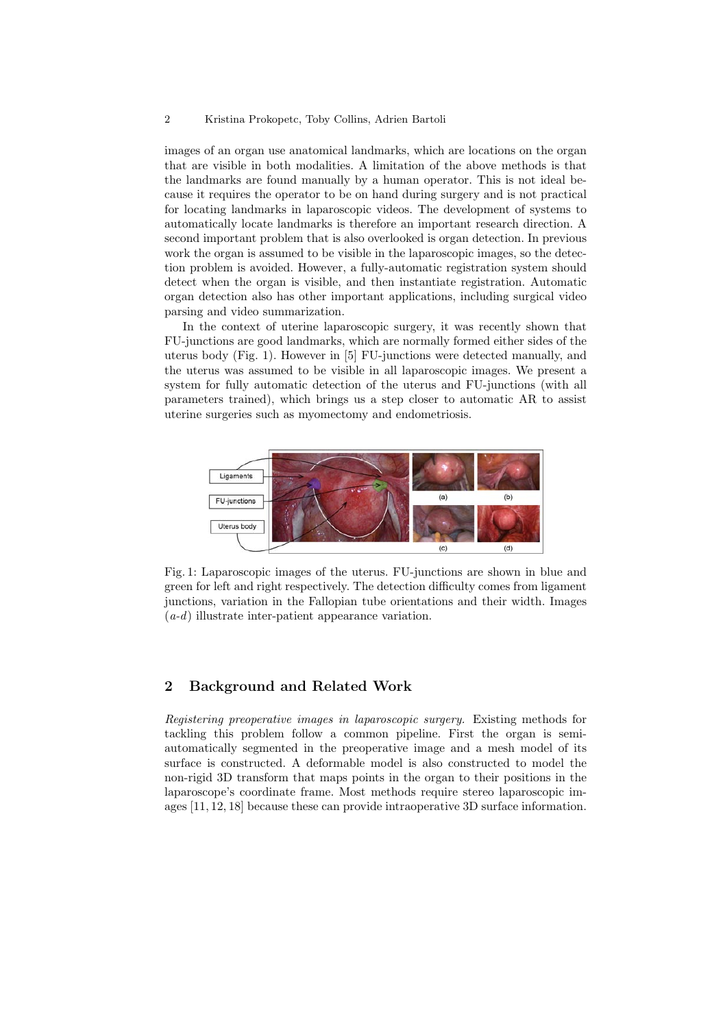images of an organ use anatomical landmarks, which are locations on the organ that are visible in both modalities. A limitation of the above methods is that the landmarks are found manually by a human operator. This is not ideal because it requires the operator to be on hand during surgery and is not practical for locating landmarks in laparoscopic videos. The development of systems to automatically locate landmarks is therefore an important research direction. A second important problem that is also overlooked is organ detection. In previous work the organ is assumed to be visible in the laparoscopic images, so the detection problem is avoided. However, a fully-automatic registration system should detect when the organ is visible, and then instantiate registration. Automatic organ detection also has other important applications, including surgical video parsing and video summarization.

In the context of uterine laparoscopic surgery, it was recently shown that FU-junctions are good landmarks, which are normally formed either sides of the uterus body (Fig. 1). However in [5] FU-junctions were detected manually, and the uterus was assumed to be visible in all laparoscopic images. We present a system for fully automatic detection of the uterus and FU-junctions (with all parameters trained), which brings us a step closer to automatic AR to assist uterine surgeries such as myomectomy and endometriosis.

Fig. 1: Laparoscopic images of the uterus. FU-junctions are shown in blue and green for left and right respectively. The detection difficulty comes from ligament junctions, variation in the Fallopian tube orientations and their width. Images (*a*-*d*) illustrate inter-patient appearance variation.

## 2 Background and Related Work

*Registering preoperative images in laparoscopic surgery.* Existing methods for tackling this problem follow a common pipeline. First the organ is semi-automatically segmented in the preoperative image and a mesh model of its surface is constructed. A deformable model is also constructed to model the non-rigid 3D transform that maps points in the organ to their positions in the laparoscope's coordinate frame. Most methods require stereo laparoscopic images [11, 12, 18] because these can provide intraoperative 3D surface information.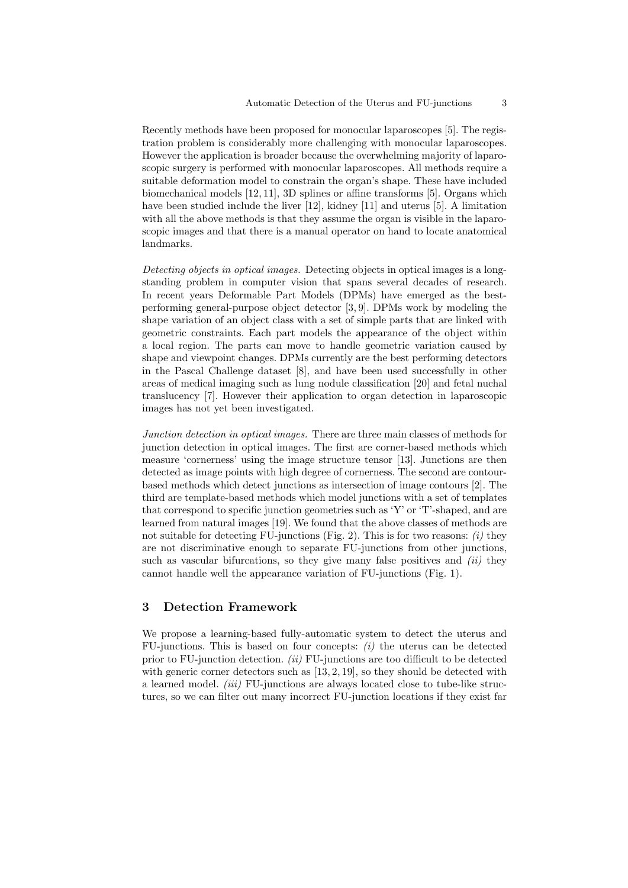Recently methods have been proposed for monocular laparoscopes [5]. The registration problem is considerably more challenging with monocular laparoscopes. However the application is broader because the overwhelming majority of laparoscopic surgery is performed with monocular laparoscopes. All methods require a suitable deformation model to constrain the organ's shape. These have included biomechanical models [12, 11], 3D splines or affine transforms [5]. Organs which have been studied include the liver [12], kidney [11] and uterus [5]. A limitation with all the above methods is that they assume the organ is visible in the laparoscopic images and that there is a manual operator on hand to locate anatomical landmarks.

*Detecting objects in optical images.* Detecting objects in optical images is a long-standing problem in computer vision that spans several decades of research. In recent years Deformable Part Models (DPMs) have emerged as the best-performing general-purpose object detector [3, 9]. DPMs work by modeling the shape variation of an object class with a set of simple parts that are linked with geometric constraints. Each part models the appearance of the object within a local region. The parts can move to handle geometric variation caused by shape and viewpoint changes. DPMs currently are the best performing detectors in the Pascal Challenge dataset [8], and have been used successfully in other areas of medical imaging such as lung nodule classification [20] and fetal nuchal translucency [7]. However their application to organ detection in laparoscopic images has not yet been investigated.

*Junction detection in optical images.* There are three main classes of methods for junction detection in optical images. The first are corner-based methods which measure 'cornerness' using the image structure tensor [13]. Junctions are then detected as image points with high degree of cornerness. The second are contour-based methods which detect junctions as intersection of image contours [2]. The third are template-based methods which model junctions with a set of templates that correspond to specific junction geometries such as 'Y' or 'T'-shaped, and are learned from natural images [19]. We found that the above classes of methods are not suitable for detecting FU-junctions (Fig. 2). This is for two reasons: *(i)* they are not discriminative enough to separate FU-junctions from other junctions, such as vascular bifurcations, so they give many false positives and *(ii)* they cannot handle well the appearance variation of FU-junctions (Fig. 1).

## 3 Detection Framework

We propose a learning-based fully-automatic system to detect the uterus and FU-junctions. This is based on four concepts: *(i)* the uterus can be detected prior to FU-junction detection. *(ii)* FU-junctions are too difficult to be detected with generic corner detectors such as [13, 2, 19], so they should be detected with a learned model. *(iii)* FU-junctions are always located close to tube-like structures, so we can filter out many incorrect FU-junction locations if they exist far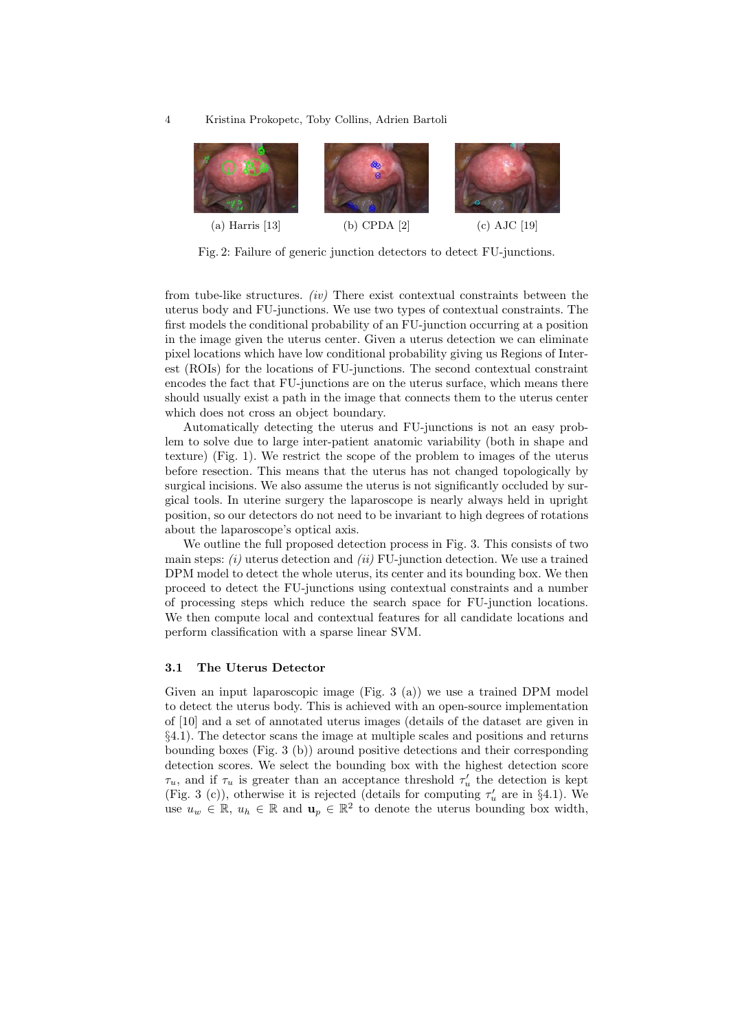(a) Harris [13] (b) CPDA [2] (c) AJC [19]

Fig. 2: Failure of generic junction detectors to detect FU-junctions.

from tube-like structures. *(iv)* There exist contextual constraints between the uterus body and FU-junctions. We use two types of contextual constraints. The first models the conditional probability of an FU-junction occurring at a position in the image given the uterus center. Given a uterus detection we can eliminate pixel locations which have low conditional probability giving us Regions of Interest (ROIs) for the locations of FU-junctions. The second contextual constraint encodes the fact that FU-junctions are on the uterus surface, which means there should usually exist a path in the image that connects them to the uterus center which does not cross an object boundary.

Automatically detecting the uterus and FU-junctions is not an easy problem to solve due to large inter-patient anatomic variability (both in shape and texture) (Fig. 1). We restrict the scope of the problem to images of the uterus before resection. This means that the uterus has not changed topologically by surgical incisions. We also assume the uterus is not significantly occluded by surgical tools. In uterine surgery the laparoscope is nearly always held in upright position, so our detectors do not need to be invariant to high degrees of rotations about the laparoscope's optical axis.

We outline the full proposed detection process in Fig. 3. This consists of two main steps: *(i)* uterus detection and *(ii)* FU-junction detection. We use a trained DPM model to detect the whole uterus, its center and its bounding box. We then proceed to detect the FU-junctions using contextual constraints and a number of processing steps which reduce the search space for FU-junction locations. We then compute local and contextual features for all candidate locations and perform classification with a sparse linear SVM.

### 3.1 The Uterus Detector

Given an input laparoscopic image (Fig. 3 (a)) we use a trained DPM model to detect the uterus body. This is achieved with an open-source implementation of [10] and a set of annotated uterus images (details of the dataset are given in §4.1). The detector scans the image at multiple scales and positions and returns bounding boxes (Fig. 3 (b)) around positive detections and their corresponding detection scores. We select the bounding box with the highest detection score $\tau_u$, and if $\tau_u$ is greater than an acceptance threshold $\tau_u'$ the detection is kept (Fig. 3 (c)), otherwise it is rejected (details for computing $\tau_u'$ are in §4.1). We use $u_w \in \mathbb{R}$, $u_h \in \mathbb{R}$ and $\mathbf{u}_p \in \mathbb{R}^2$ to denote the uterus bounding box width,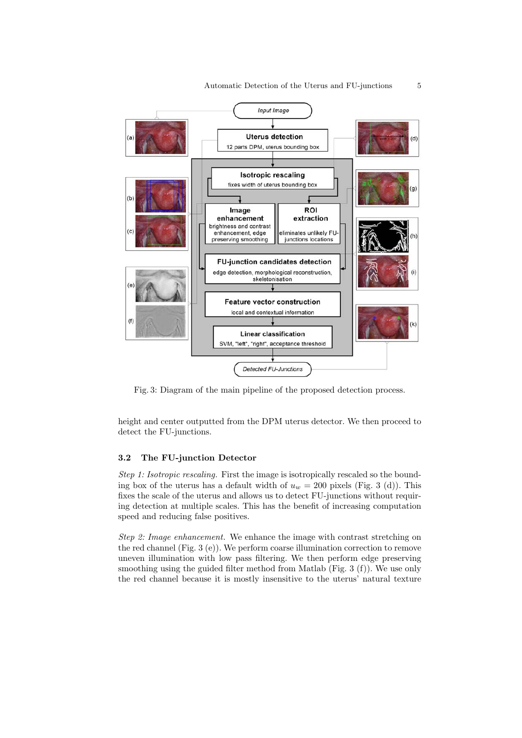Fig. 3: Diagram of the main pipeline of the proposed detection process.

height and center outputted from the DPM uterus detector. We then proceed to detect the FU-junctions.

### 3.2 The FU-junction Detector

*Step 1: Isotropic rescaling.* First the image is isotropically rescaled so the bounding box of the uterus has a default width of $u_w = 200$ pixels (Fig. 3 (d)). This fixes the scale of the uterus and allows us to detect FU-junctions without requiring detection at multiple scales. This has the benefit of increasing computation speed and reducing false positives.

*Step 2: Image enhancement.* We enhance the image with contrast stretching on the red channel (Fig. 3 (e)). We perform coarse illumination correction to remove uneven illumination with low pass filtering. We then perform edge preserving smoothing using the guided filter method from Matlab (Fig. 3 (f)). We use only the red channel because it is mostly insensitive to the uterus' natural texture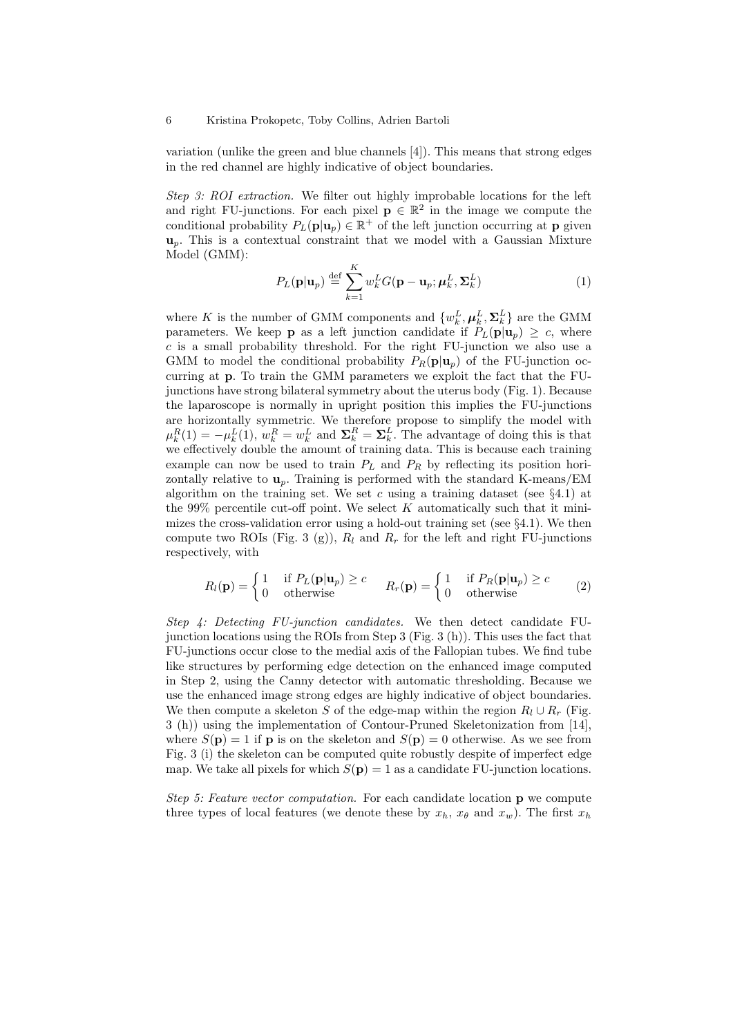variation (unlike the green and blue channels [4]). This means that strong edges in the red channel are highly indicative of object boundaries.

*Step 3: ROI extraction.* We filter out highly improbable locations for the left and right FU-junctions. For each pixel $\mathbf{p} \in \mathbb{R}^2$ in the image we compute the conditional probability $P_L(\mathbf{p}|\mathbf{u}_p) \in \mathbb{R}^+$ of the left junction occurring at $\mathbf{p}$ given $\mathbf{u}_p$. This is a contextual constraint that we model with a Gaussian Mixture Model (GMM):

$$P_L(\mathbf{p}|\mathbf{u}_p) \stackrel{\text{def}}{=} \sum_{k=1}^{K} w_k^L G(\mathbf{p} - \mathbf{u}_p; \boldsymbol{\mu}_k^L, \boldsymbol{\Sigma}_k^L) \tag{1}$$

where $K$ is the number of GMM components and $\{w_k^L, \boldsymbol{\mu}_k^L, \boldsymbol{\Sigma}_k^L\}$ are the GMM parameters. We keep $\mathbf{p}$ as a left junction candidate if $P_L(\mathbf{p}|\mathbf{u}_p) \geq c$, where $c$ is a small probability threshold. For the right FU-junction we also use a GMM to model the conditional probability $P_R(\mathbf{p}|\mathbf{u}_p)$ of the FU-junction occurring at $\mathbf{p}$. To train the GMM parameters we exploit the fact that the FU-junctions have strong bilateral symmetry about the uterus body (Fig. 1). Because the laparoscope is normally in upright position this implies the FU-junctions are horizontally symmetric. We therefore propose to simplify the model with $\mu_k^R(1) = -\mu_k^L(1)$, $w_k^R = w_k^L$ and $\boldsymbol{\Sigma}_k^R = \boldsymbol{\Sigma}_k^L$. The advantage of doing this is that we effectively double the amount of training data. This is because each training example can now be used to train $P_L$ and $P_R$ by reflecting its position horizontally relative to $\mathbf{u}_p$. Training is performed with the standard K-means/EM algorithm on the training set. We set $c$ using a training dataset (see §4.1) at the 99% percentile cut-off point. We select $K$ automatically such that it minimizes the cross-validation error using a hold-out training set (see §4.1). We then compute two ROIs (Fig. 3 (g)), $R_l$ and $R_r$ for the left and right FU-junctions respectively, with

$$R_l(\mathbf{p}) = \begin{cases} 1 & \text{if } P_L(\mathbf{p}|\mathbf{u}_p) \geq c \\ 0 & \text{otherwise} \end{cases} \qquad R_r(\mathbf{p}) = \begin{cases} 1 & \text{if } P_R(\mathbf{p}|\mathbf{u}_p) \geq c \\ 0 & \text{otherwise} \end{cases} \tag{2}$$

*Step 4: Detecting FU-junction candidates.* We then detect candidate FU-junction locations using the ROIs from Step 3 (Fig. 3 (h)). This uses the fact that FU-junctions occur close to the medial axis of the Fallopian tubes. We find tube like structures by performing edge detection on the enhanced image computed in Step 2, using the Canny detector with automatic thresholding. Because we use the enhanced image strong edges are highly indicative of object boundaries. We then compute a skeleton $S$ of the edge-map within the region $R_l \cup R_r$ (Fig. 3 (h)) using the implementation of Contour-Pruned Skeletonization from [14], where $S(\mathbf{p}) = 1$ if $\mathbf{p}$ is on the skeleton and $S(\mathbf{p}) = 0$ otherwise. As we see from Fig. 3 (i) the skeleton can be computed quite robustly despite of imperfect edge map. We take all pixels for which $S(\mathbf{p}) = 1$ as a candidate FU-junction locations.

*Step 5: Feature vector computation.* For each candidate location $\mathbf{p}$ we compute three types of local features (we denote these by $x_h$, $x_\theta$ and $x_w$). The first $x_h$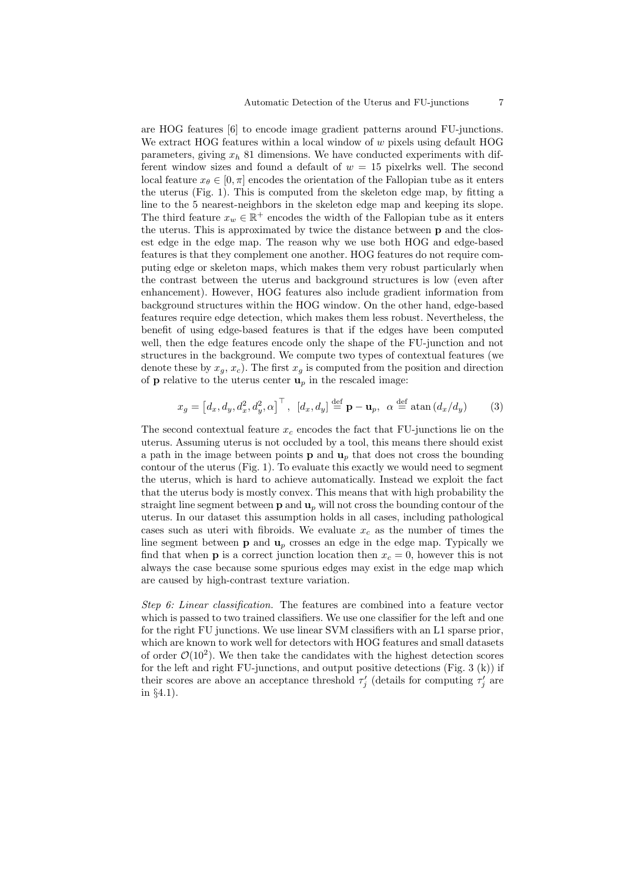are HOG features [6] to encode image gradient patterns around FU-junctions. We extract HOG features within a local window of $w$ pixels using default HOG parameters, giving $x_h$ 81 dimensions. We have conducted experiments with different window sizes and found a default of $w = 15$ pixelrks well. The second local feature $x_\theta \in [0, \pi]$ encodes the orientation of the Fallopian tube as it enters the uterus (Fig. 1). This is computed from the skeleton edge map, by fitting a line to the 5 nearest-neighbors in the skeleton edge map and keeping its slope. The third feature $x_w \in \mathbb{R}^+$ encodes the width of the Fallopian tube as it enters the uterus. This is approximated by twice the distance between $\mathbf{p}$ and the closest edge in the edge map. The reason why we use both HOG and edge-based features is that they complement one another. HOG features do not require computing edge or skeleton maps, which makes them very robust particularly when the contrast between the uterus and background structures is low (even after enhancement). However, HOG features also include gradient information from background structures within the HOG window. On the other hand, edge-based features require edge detection, which makes them less robust. Nevertheless, the benefit of using edge-based features is that if the edges have been computed well, then the edge features encode only the shape of the FU-junction and not structures in the background. We compute two types of contextual features (we denote these by $x_g$, $x_c$). The first $x_g$ is computed from the position and direction of $\mathbf{p}$ relative to the uterus center $\mathbf{u}_p$ in the rescaled image:

$$x_g = \left[d_x, d_y, d_x^2, d_y^2, \alpha\right]^\top, \ \ [d_x, d_y] \stackrel{\text{def}}{=} \mathbf{p} - \mathbf{u}_p, \ \ \alpha \stackrel{\text{def}}{=} \operatorname{atan}\left(d_x/d_y\right) \tag{3}$$

The second contextual feature $x_c$ encodes the fact that FU-junctions lie on the uterus. Assuming uterus is not occluded by a tool, this means there should exist a path in the image between points $\mathbf{p}$ and $\mathbf{u}_p$ that does not cross the bounding contour of the uterus (Fig. 1). To evaluate this exactly we would need to segment the uterus, which is hard to achieve automatically. Instead we exploit the fact that the uterus body is mostly convex. This means that with high probability the straight line segment between $\mathbf{p}$ and $\mathbf{u}_p$ will not cross the bounding contour of the uterus. In our dataset this assumption holds in all cases, including pathological cases such as uteri with fibroids. We evaluate $x_c$ as the number of times the line segment between $\mathbf{p}$ and $\mathbf{u}_p$ crosses an edge in the edge map. Typically we find that when $\mathbf{p}$ is a correct junction location then $x_c = 0$, however this is not always the case because some spurious edges may exist in the edge map which are caused by high-contrast texture variation.

*Step 6: Linear classification.* The features are combined into a feature vector which is passed to two trained classifiers. We use one classifier for the left and one for the right FU junctions. We use linear SVM classifiers with an L1 sparse prior, which are known to work well for detectors with HOG features and small datasets of order $\mathcal{O}(10^2)$. We then take the candidates with the highest detection scores for the left and right FU-junctions, and output positive detections (Fig. 3 (k)) if their scores are above an acceptance threshold $\tau_j'$ (details for computing $\tau_j'$ are in §4.1).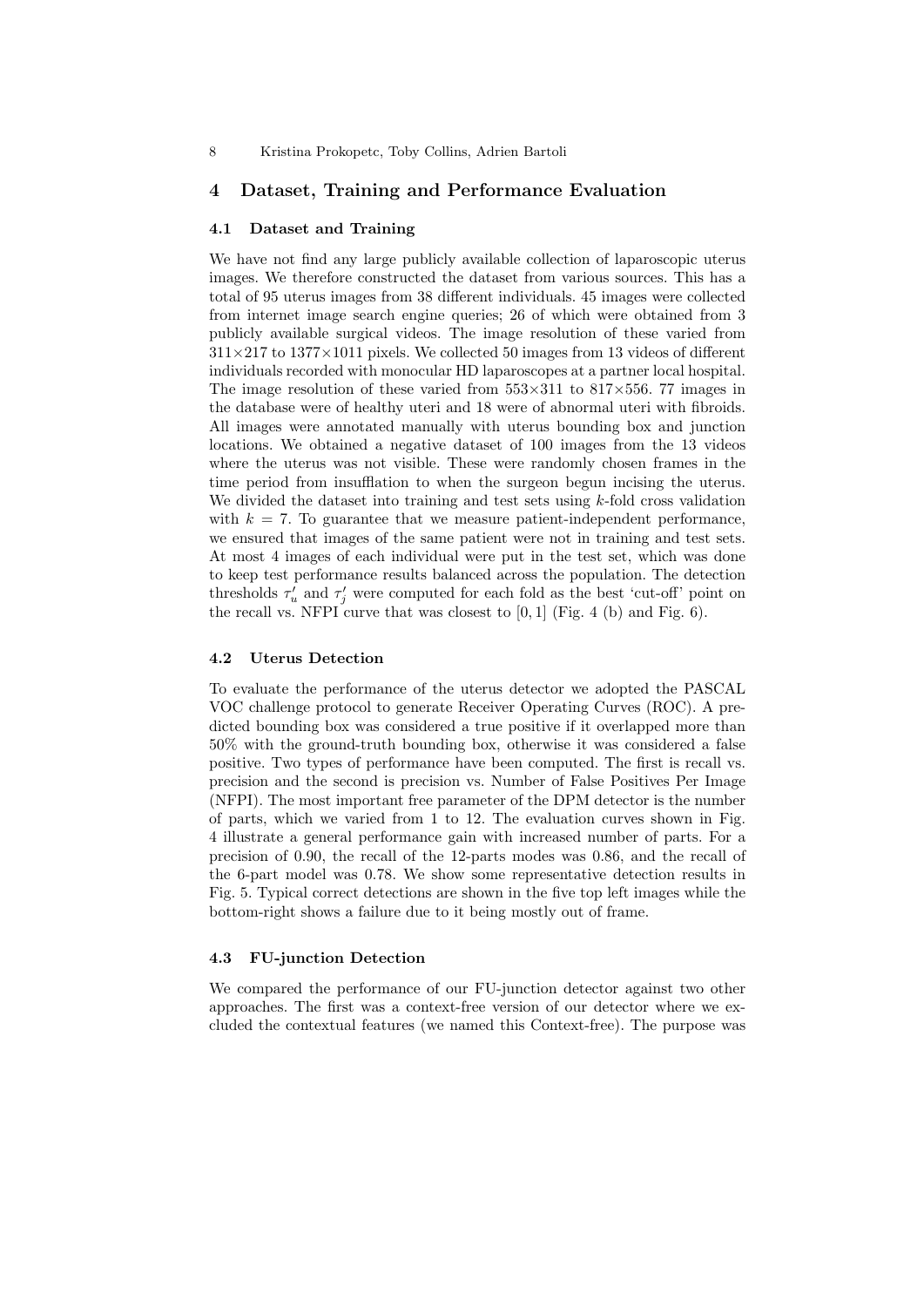## 4 Dataset, Training and Performance Evaluation

### 4.1 Dataset and Training

We have not find any large publicly available collection of laparoscopic uterus images. We therefore constructed the dataset from various sources. This has a total of 95 uterus images from 38 different individuals. 45 images were collected from internet image search engine queries; 26 of which were obtained from 3 publicly available surgical videos. The image resolution of these varied from $311 \times 217$ to $1377 \times 1011$ pixels. We collected 50 images from 13 videos of different individuals recorded with monocular HD laparoscopes at a partner local hospital. The image resolution of these varied from $553 \times 311$ to $817 \times 556$. 77 images in the database were of healthy uteri and 18 were of abnormal uteri with fibroids. All images were annotated manually with uterus bounding box and junction locations. We obtained a negative dataset of 100 images from the 13 videos where the uterus was not visible. These were randomly chosen frames in the time period from insufflation to when the surgeon begun incising the uterus. We divided the dataset into training and test sets using $k$-fold cross validation with $k = 7$. To guarantee that we measure patient-independent performance, we ensured that images of the same patient were not in training and test sets. At most 4 images of each individual were put in the test set, which was done to keep test performance results balanced across the population. The detection thresholds $\tau'_u$ and $\tau'_j$ were computed for each fold as the best 'cut-off' point on the recall vs. NFPI curve that was closest to $[0, 1]$ (Fig. 4 (b) and Fig. 6).

### 4.2 Uterus Detection

To evaluate the performance of the uterus detector we adopted the PASCAL VOC challenge protocol to generate Receiver Operating Curves (ROC). A predicted bounding box was considered a true positive if it overlapped more than 50% with the ground-truth bounding box, otherwise it was considered a false positive. Two types of performance have been computed. The first is recall vs. precision and the second is precision vs. Number of False Positives Per Image (NFPI). The most important free parameter of the DPM detector is the number of parts, which we varied from 1 to 12. The evaluation curves shown in Fig. 4 illustrate a general performance gain with increased number of parts. For a precision of 0.90, the recall of the 12-parts modes was 0.86, and the recall of the 6-part model was 0.78. We show some representative detection results in Fig. 5. Typical correct detections are shown in the five top left images while the bottom-right shows a failure due to it being mostly out of frame.

### 4.3 FU-junction Detection

We compared the performance of our FU-junction detector against two other approaches. The first was a context-free version of our detector where we excluded the contextual features (we named this Context-free). The purpose was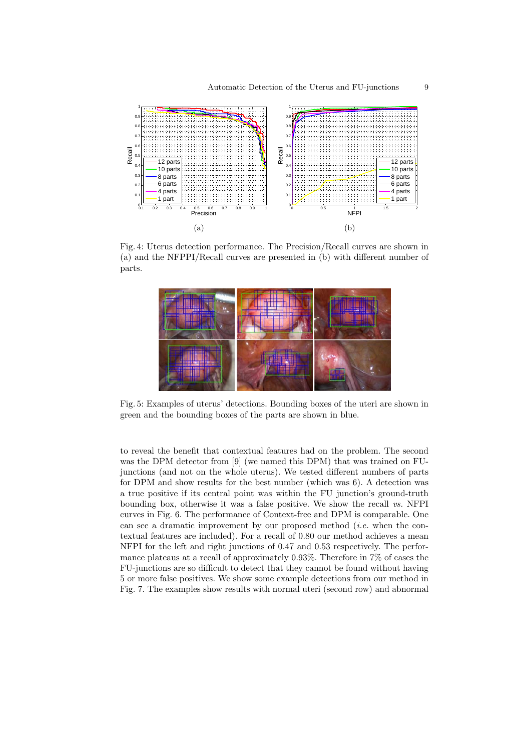Fig. 4: Uterus detection performance. The Precision/Recall curves are shown in (a) and the NFPPI/Recall curves are presented in (b) with different number of parts.

Fig. 5: Examples of uterus' detections. Bounding boxes of the uteri are shown in green and the bounding boxes of the parts are shown in blue.

to reveal the benefit that contextual features had on the problem. The second was the DPM detector from [9] (we named this DPM) that was trained on FU-junctions (and not on the whole uterus). We tested different numbers of parts for DPM and show results for the best number (which was 6). A detection was a true positive if its central point was within the FU junction's ground-truth bounding box, otherwise it was a false positive. We show the recall *vs.* NFPI curves in Fig. 6. The performance of Context-free and DPM is comparable. One can see a dramatic improvement by our proposed method (*i.e.* when the contextual features are included). For a recall of 0.80 our method achieves a mean NFPI for the left and right junctions of 0.47 and 0.53 respectively. The performance plateaus at a recall of approximately 0.93%. Therefore in 7% of cases the FU-junctions are so difficult to detect that they cannot be found without having 5 or more false positives. We show some example detections from our method in Fig. 7. The examples show results with normal uteri (second row) and abnormal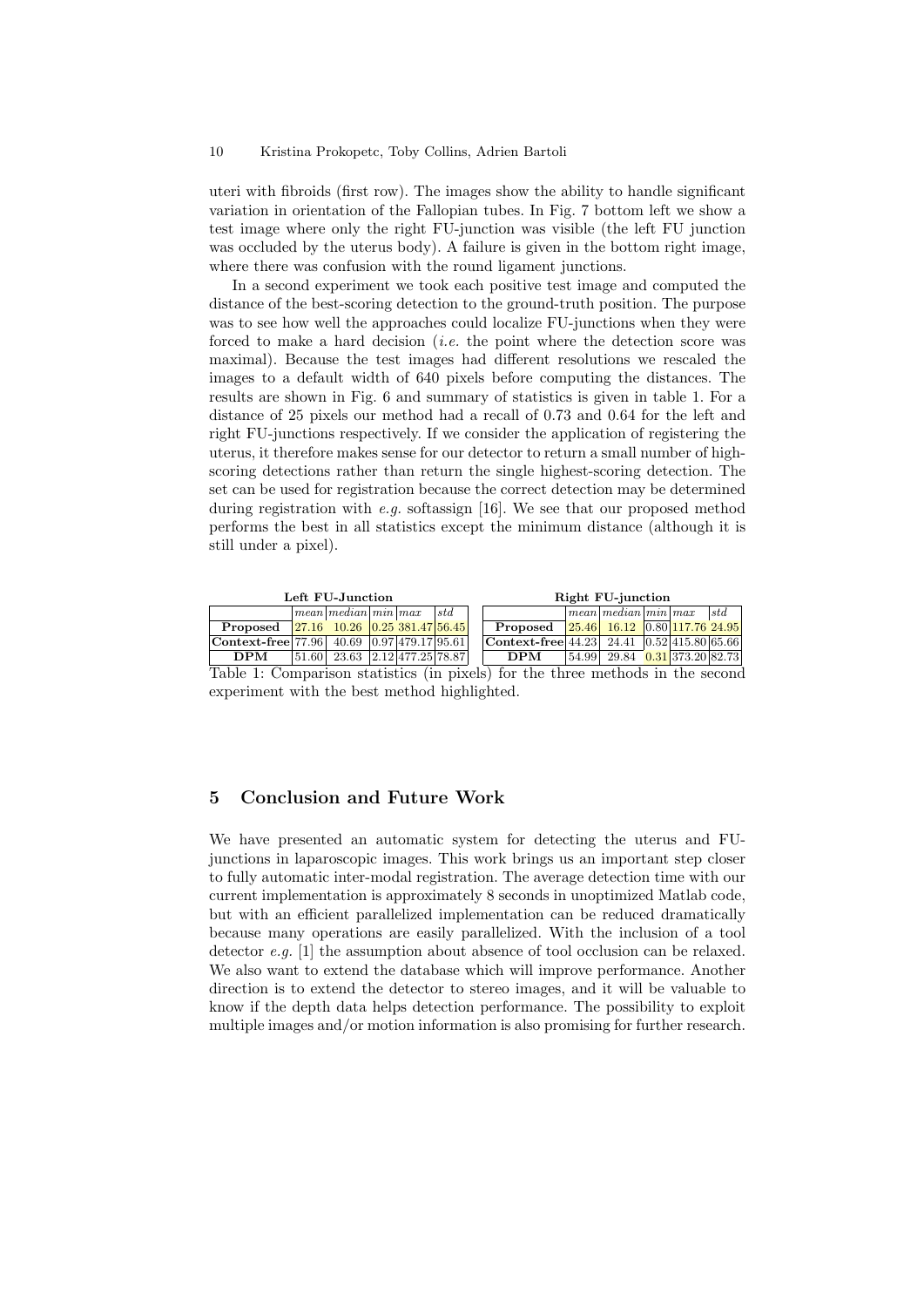uteri with fibroids (first row). The images show the ability to handle significant variation in orientation of the Fallopian tubes. In Fig. 7 bottom left we show a test image where only the right FU-junction was visible (the left FU junction was occluded by the uterus body). A failure is given in the bottom right image, where there was confusion with the round ligament junctions.

In a second experiment we took each positive test image and computed the distance of the best-scoring detection to the ground-truth position. The purpose was to see how well the approaches could localize FU-junctions when they were forced to make a hard decision (*i.e.* the point where the detection score was maximal). Because the test images had different resolutions we rescaled the images to a default width of 640 pixels before computing the distances. The results are shown in Fig. 6 and summary of statistics is given in table 1. For a distance of 25 pixels our method had a recall of 0.73 and 0.64 for the left and right FU-junctions respectively. If we consider the application of registering the uterus, it therefore makes sense for our detector to return a small number of high-scoring detections rather than return the single highest-scoring detection. The set can be used for registration because the correct detection may be determined during registration with *e.g.* softassign [16]. We see that our proposed method performs the best in all statistics except the minimum distance (although it is still under a pixel).

**Left FU-Junction**

| | *mean* | *median* | *min* | *max* | *std* |
|---|---|---|---|---|---|
| **Proposed** | 27.16 | 10.26 | 0.25 | 381.47 | 56.45 |
| **Context-free** | 77.96 | 40.69 | 0.97 | 479.17 | 95.61 |
| **DPM** | 51.60 | 23.63 | 2.12 | 477.25 | 78.87 |

**Right FU-junction**

| | *mean* | *median* | *min* | *max* | *std* |
|---|---|---|---|---|---|
| **Proposed** | 25.46 | 16.12 | 0.80 | 117.76 | 24.95 |
| **Context-free** | 44.23 | 24.41 | 0.52 | 415.80 | 65.66 |
| **DPM** | 54.99 | 29.84 | 0.31 | 373.20 | 82.73 |

Table 1: Comparison statistics (in pixels) for the three methods in the second experiment with the best method highlighted.

## 5 Conclusion and Future Work

We have presented an automatic system for detecting the uterus and FU-junctions in laparoscopic images. This work brings us an important step closer to fully automatic inter-modal registration. The average detection time with our current implementation is approximately 8 seconds in unoptimized Matlab code, but with an efficient parallelized implementation can be reduced dramatically because many operations are easily parallelized. With the inclusion of a tool detector *e.g.* [1] the assumption about absence of tool occlusion can be relaxed. We also want to extend the database which will improve performance. Another direction is to extend the detector to stereo images, and it will be valuable to know if the depth data helps detection performance. The possibility to exploit multiple images and/or motion information is also promising for further research.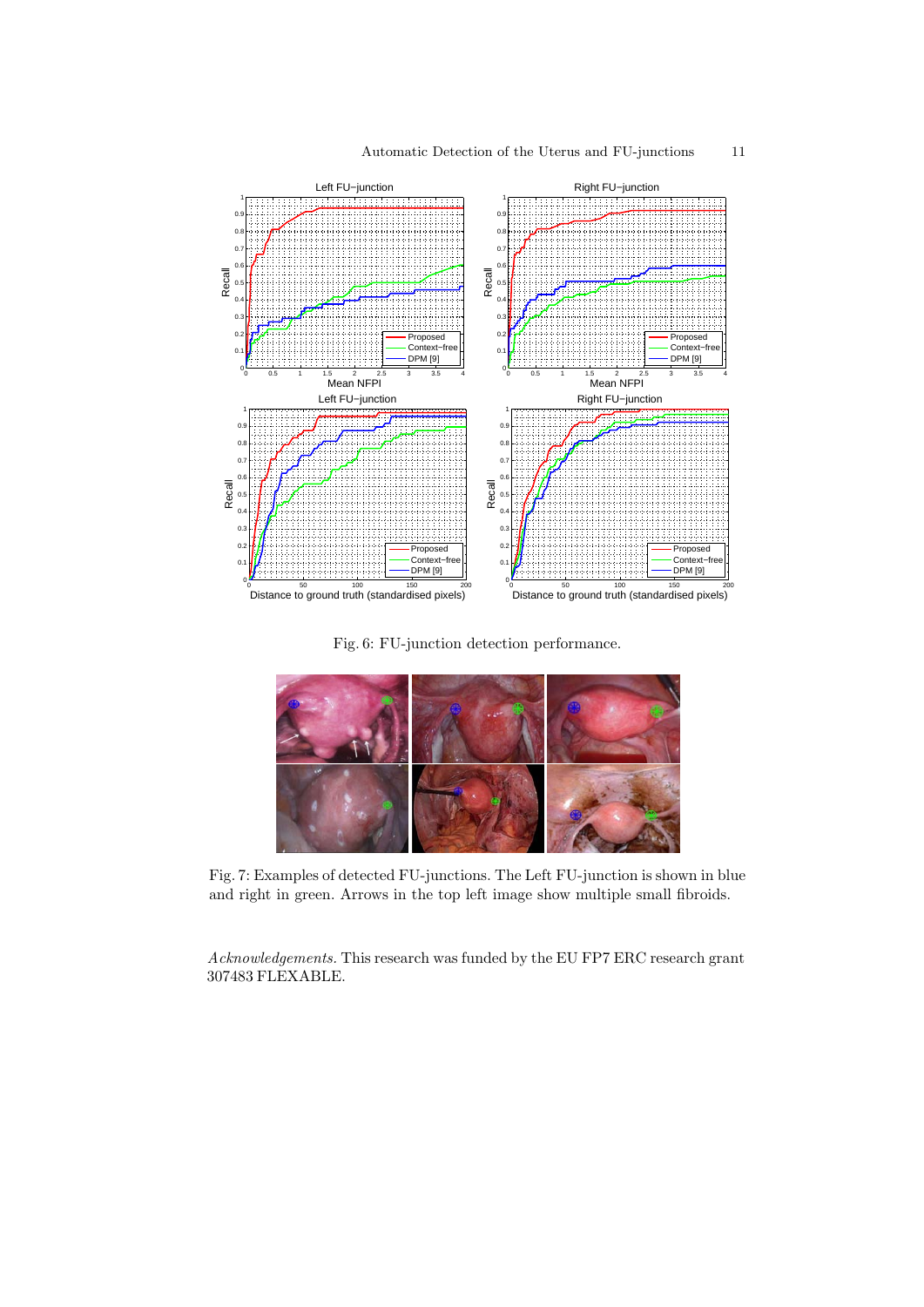Fig. 6: FU-junction detection performance.

Fig. 7: Examples of detected FU-junctions. The Left FU-junction is shown in blue and right in green. Arrows in the top left image show multiple small fibroids.

*Acknowledgements.* This research was funded by the EU FP7 ERC research grant 307483 FLEXABLE.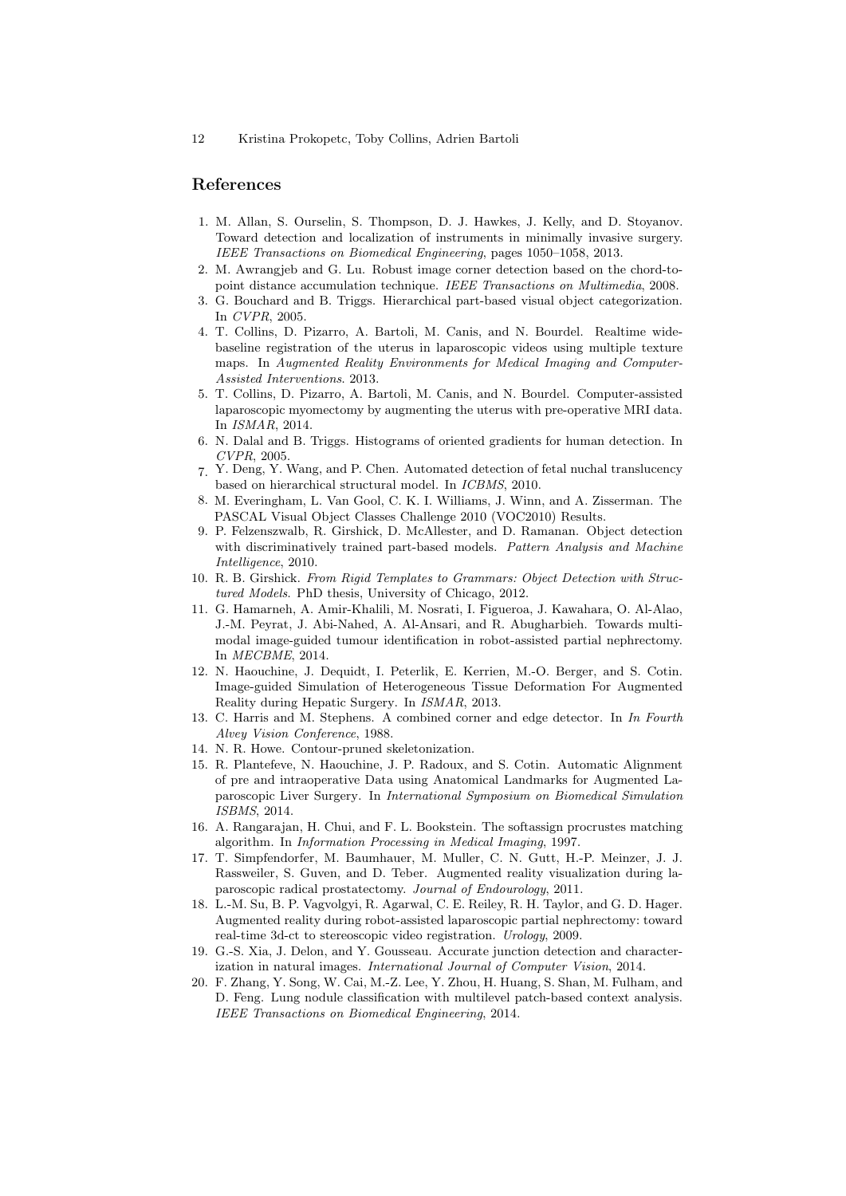## References

1. M. Allan, S. Ourselin, S. Thompson, D. J. Hawkes, J. Kelly, and D. Stoyanov. Toward detection and localization of instruments in minimally invasive surgery. *IEEE Transactions on Biomedical Engineering*, pages 1050–1058, 2013.
2. M. Awrangjeb and G. Lu. Robust image corner detection based on the chord-to-point distance accumulation technique. *IEEE Transactions on Multimedia*, 2008.
3. G. Bouchard and B. Triggs. Hierarchical part-based visual object categorization. In *CVPR*, 2005.
4. T. Collins, D. Pizarro, A. Bartoli, M. Canis, and N. Bourdel. Realtime wide-baseline registration of the uterus in laparoscopic videos using multiple texture maps. In *Augmented Reality Environments for Medical Imaging and Computer-Assisted Interventions*. 2013.
5. T. Collins, D. Pizarro, A. Bartoli, M. Canis, and N. Bourdel. Computer-assisted laparoscopic myomectomy by augmenting the uterus with pre-operative MRI data. In *ISMAR*, 2014.
6. N. Dalal and B. Triggs. Histograms of oriented gradients for human detection. In *CVPR*, 2005.
7. Y. Deng, Y. Wang, and P. Chen. Automated detection of fetal nuchal translucency based on hierarchical structural model. In *ICBMS*, 2010.
8. M. Everingham, L. Van Gool, C. K. I. Williams, J. Winn, and A. Zisserman. The PASCAL Visual Object Classes Challenge 2010 (VOC2010) Results.
9. P. Felzenszwalb, R. Girshick, D. McAllester, and D. Ramanan. Object detection with discriminatively trained part-based models. *Pattern Analysis and Machine Intelligence*, 2010.
10. R. B. Girshick. *From Rigid Templates to Grammars: Object Detection with Structured Models*. PhD thesis, University of Chicago, 2012.
11. G. Hamarneh, A. Amir-Khalili, M. Nosrati, I. Figueroa, J. Kawahara, O. Al-Alao, J.-M. Peyrat, J. Abi-Nahed, A. Al-Ansari, and R. Abugharbieh. Towards multi-modal image-guided tumour identification in robot-assisted partial nephrectomy. In *MECBME*, 2014.
12. N. Haouchine, J. Dequidt, I. Peterlik, E. Kerrien, M.-O. Berger, and S. Cotin. Image-guided Simulation of Heterogeneous Tissue Deformation For Augmented Reality during Hepatic Surgery. In *ISMAR*, 2013.
13. C. Harris and M. Stephens. A combined corner and edge detector. In *In Fourth Alvey Vision Conference*, 1988.
14. N. R. Howe. Contour-pruned skeletonization.
15. R. Plantefeve, N. Haouchine, J. P. Radoux, and S. Cotin. Automatic Alignment of pre and intraoperative Data using Anatomical Landmarks for Augmented Laparoscopic Liver Surgery. In *International Symposium on Biomedical Simulation ISBMS*, 2014.
16. A. Rangarajan, H. Chui, and F. L. Bookstein. The softassign procrustes matching algorithm. In *Information Processing in Medical Imaging*, 1997.
17. T. Simpfendorfer, M. Baumhauer, M. Muller, C. N. Gutt, H.-P. Meinzer, J. J. Rassweiler, S. Guven, and D. Teber. Augmented reality visualization during laparoscopic radical prostatectomy. *Journal of Endourology*, 2011.
18. L.-M. Su, B. P. Vagvolgyi, R. Agarwal, C. E. Reiley, R. H. Taylor, and G. D. Hager. Augmented reality during robot-assisted laparoscopic partial nephrectomy: toward real-time 3d-ct to stereoscopic video registration. *Urology*, 2009.
19. G.-S. Xia, J. Delon, and Y. Gousseau. Accurate junction detection and characterization in natural images. *International Journal of Computer Vision*, 2014.
20. F. Zhang, Y. Song, W. Cai, M.-Z. Lee, Y. Zhou, H. Huang, S. Shan, M. Fulham, and D. Feng. Lung nodule classification with multilevel patch-based context analysis. *IEEE Transactions on Biomedical Engineering*, 2014.